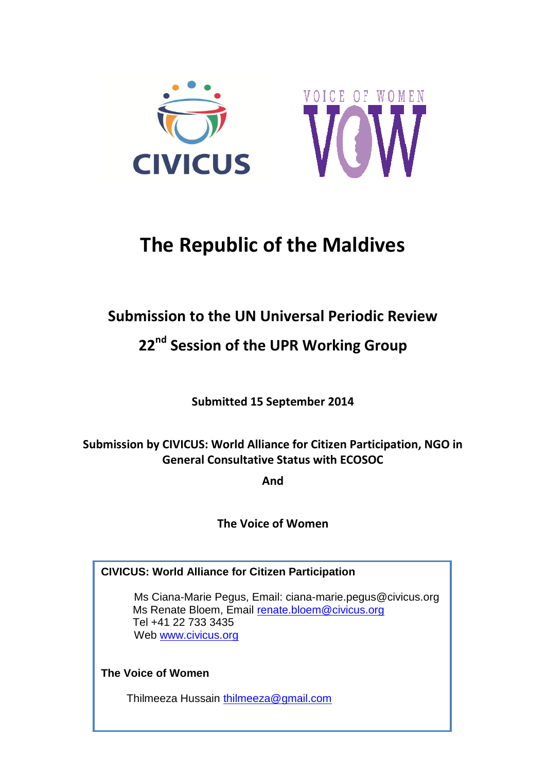# The Republic of the Maldives

## Submission to the UN Universal Periodic Review

## 22nd Session of the UPR Working Group

**Submitted 15 September 2014**

**Submission by CIVICUS: World Alliance for Citizen Participation, NGO in General Consultative Status with ECOSOC**

**And**

**The Voice of Women**

**CIVICUS: World Alliance for Citizen Participation**

Ms Ciana-Marie Pegus, Email: ciana-marie.pegus@civicus.org
Ms Renate Bloem, Email renate.bloem@civicus.org
Tel +41 22 733 3435
Web www.civicus.org

**The Voice of Women**

Thilmeeza Hussain thilmeeza@gmail.com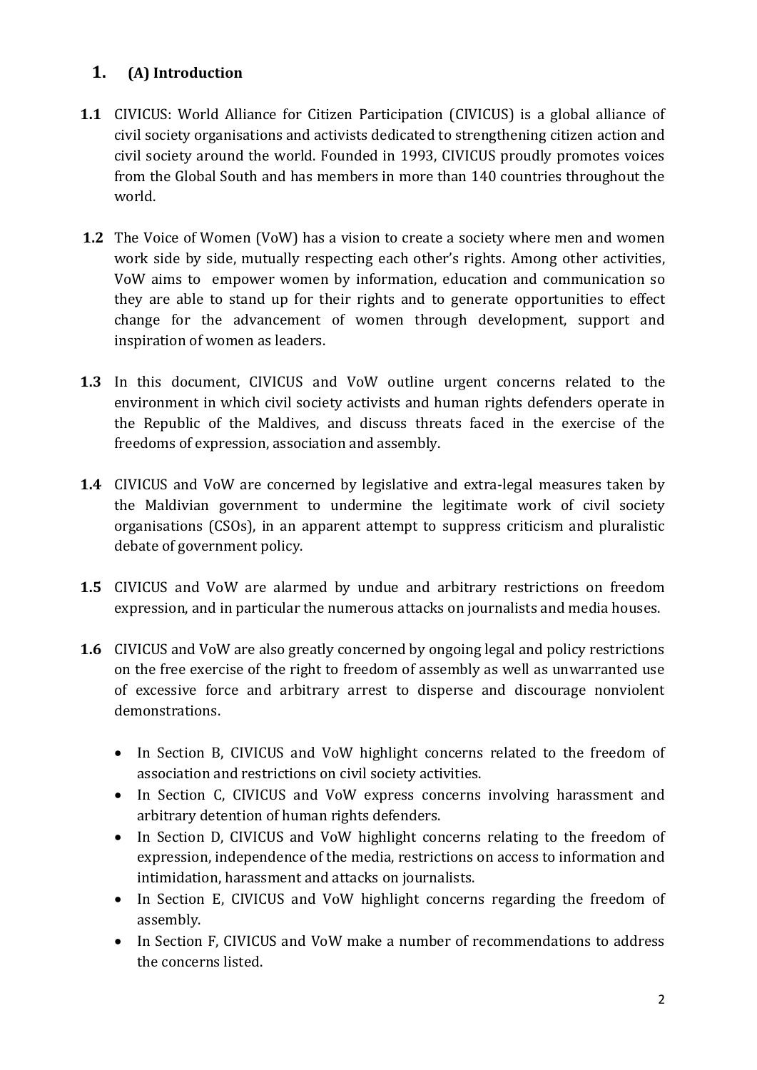## 1. (A) Introduction

**1.1** CIVICUS: World Alliance for Citizen Participation (CIVICUS) is a global alliance of civil society organisations and activists dedicated to strengthening citizen action and civil society around the world. Founded in 1993, CIVICUS proudly promotes voices from the Global South and has members in more than 140 countries throughout the world.

**1.2** The Voice of Women (VoW) has a vision to create a society where men and women work side by side, mutually respecting each other's rights. Among other activities, VoW aims to empower women by information, education and communication so they are able to stand up for their rights and to generate opportunities to effect change for the advancement of women through development, support and inspiration of women as leaders.

**1.3** In this document, CIVICUS and VoW outline urgent concerns related to the environment in which civil society activists and human rights defenders operate in the Republic of the Maldives, and discuss threats faced in the exercise of the freedoms of expression, association and assembly.

**1.4** CIVICUS and VoW are concerned by legislative and extra-legal measures taken by the Maldivian government to undermine the legitimate work of civil society organisations (CSOs), in an apparent attempt to suppress criticism and pluralistic debate of government policy.

**1.5** CIVICUS and VoW are alarmed by undue and arbitrary restrictions on freedom expression, and in particular the numerous attacks on journalists and media houses.

**1.6** CIVICUS and VoW are also greatly concerned by ongoing legal and policy restrictions on the free exercise of the right to freedom of assembly as well as unwarranted use of excessive force and arbitrary arrest to disperse and discourage nonviolent demonstrations.

- In Section B, CIVICUS and VoW highlight concerns related to the freedom of association and restrictions on civil society activities.
- In Section C, CIVICUS and VoW express concerns involving harassment and arbitrary detention of human rights defenders.
- In Section D, CIVICUS and VoW highlight concerns relating to the freedom of expression, independence of the media, restrictions on access to information and intimidation, harassment and attacks on journalists.
- In Section E, CIVICUS and VoW highlight concerns regarding the freedom of assembly.
- In Section F, CIVICUS and VoW make a number of recommendations to address the concerns listed.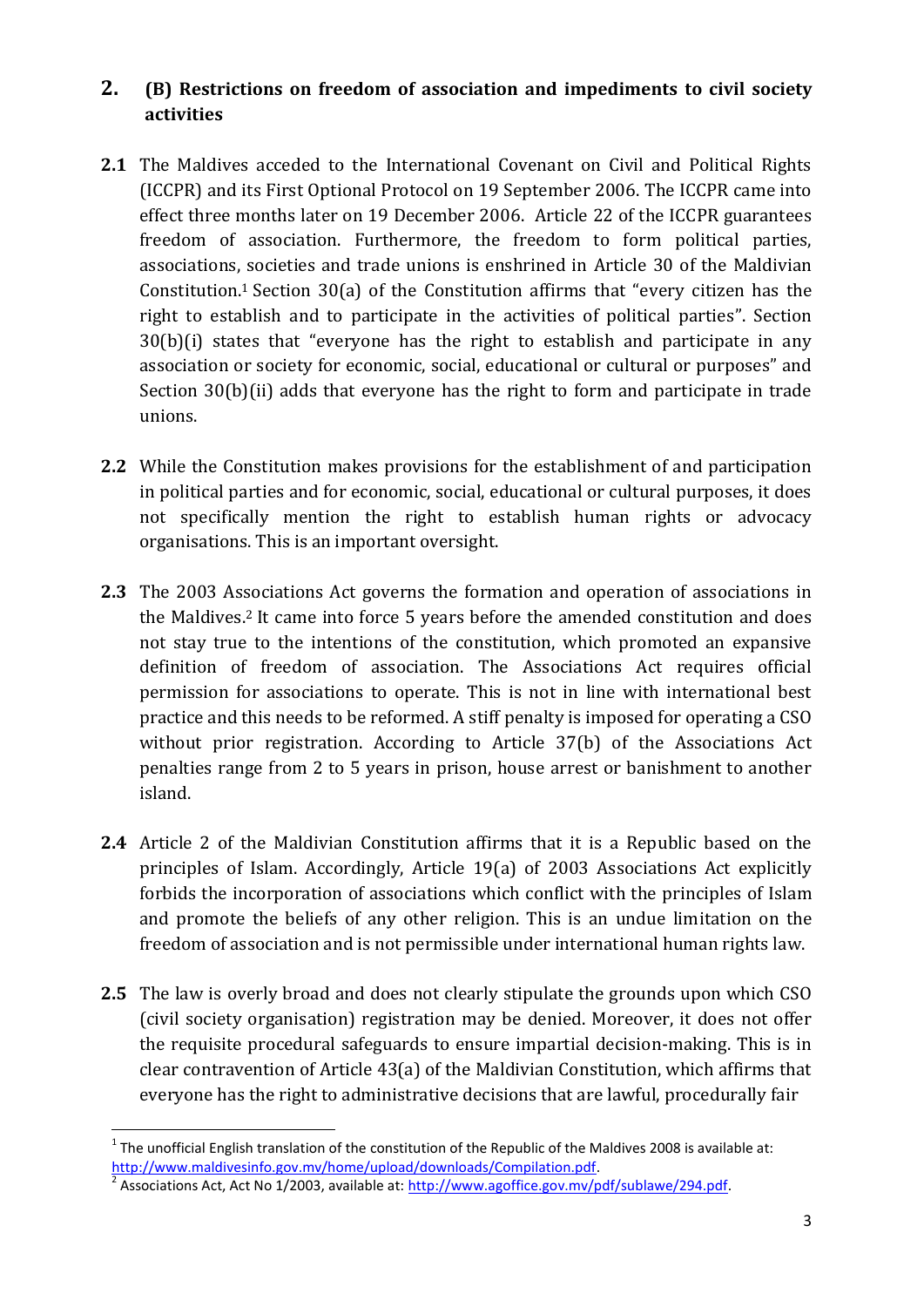## 2. (B) Restrictions on freedom of association and impediments to civil society activities

**2.1** The Maldives acceded to the International Covenant on Civil and Political Rights (ICCPR) and its First Optional Protocol on 19 September 2006. The ICCPR came into effect three months later on 19 December 2006. Article 22 of the ICCPR guarantees freedom of association. Furthermore, the freedom to form political parties, associations, societies and trade unions is enshrined in Article 30 of the Maldivian Constitution.[1] Section 30(a) of the Constitution affirms that "every citizen has the right to establish and to participate in the activities of political parties". Section 30(b)(i) states that "everyone has the right to establish and participate in any association or society for economic, social, educational or cultural or purposes" and Section 30(b)(ii) adds that everyone has the right to form and participate in trade unions.

**2.2** While the Constitution makes provisions for the establishment of and participation in political parties and for economic, social, educational or cultural purposes, it does not specifically mention the right to establish human rights or advocacy organisations. This is an important oversight.

**2.3** The 2003 Associations Act governs the formation and operation of associations in the Maldives.[2] It came into force 5 years before the amended constitution and does not stay true to the intentions of the constitution, which promoted an expansive definition of freedom of association. The Associations Act requires official permission for associations to operate. This is not in line with international best practice and this needs to be reformed. A stiff penalty is imposed for operating a CSO without prior registration. According to Article 37(b) of the Associations Act penalties range from 2 to 5 years in prison, house arrest or banishment to another island.

**2.4** Article 2 of the Maldivian Constitution affirms that it is a Republic based on the principles of Islam. Accordingly, Article 19(a) of 2003 Associations Act explicitly forbids the incorporation of associations which conflict with the principles of Islam and promote the beliefs of any other religion. This is an undue limitation on the freedom of association and is not permissible under international human rights law.

**2.5** The law is overly broad and does not clearly stipulate the grounds upon which CSO (civil society organisation) registration may be denied. Moreover, it does not offer the requisite procedural safeguards to ensure impartial decision-making. This is in clear contravention of Article 43(a) of the Maldivian Constitution, which affirms that everyone has the right to administrative decisions that are lawful, procedurally fair

---

[1] The unofficial English translation of the constitution of the Republic of the Maldives 2008 is available at: http://www.maldivesinfo.gov.mv/home/upload/downloads/Compilation.pdf.

[2] Associations Act, Act No 1/2003, available at: http://www.agoffice.gov.mv/pdf/sublawe/294.pdf.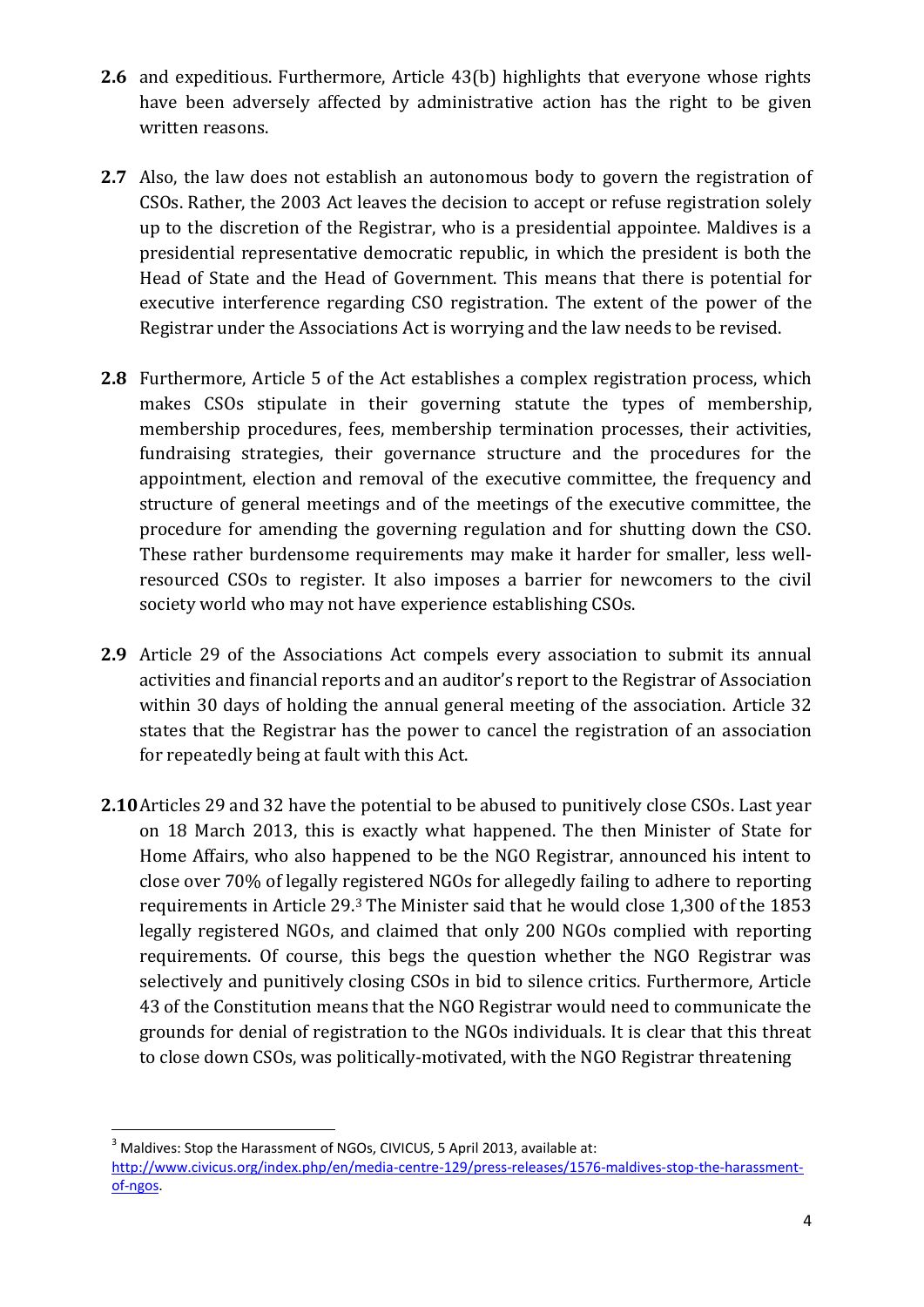**2.6** and expeditious. Furthermore, Article 43(b) highlights that everyone whose rights have been adversely affected by administrative action has the right to be given written reasons.

**2.7** Also, the law does not establish an autonomous body to govern the registration of CSOs. Rather, the 2003 Act leaves the decision to accept or refuse registration solely up to the discretion of the Registrar, who is a presidential appointee. Maldives is a presidential representative democratic republic, in which the president is both the Head of State and the Head of Government. This means that there is potential for executive interference regarding CSO registration. The extent of the power of the Registrar under the Associations Act is worrying and the law needs to be revised.

**2.8** Furthermore, Article 5 of the Act establishes a complex registration process, which makes CSOs stipulate in their governing statute the types of membership, membership procedures, fees, membership termination processes, their activities, fundraising strategies, their governance structure and the procedures for the appointment, election and removal of the executive committee, the frequency and structure of general meetings and of the meetings of the executive committee, the procedure for amending the governing regulation and for shutting down the CSO. These rather burdensome requirements may make it harder for smaller, less well-resourced CSOs to register. It also imposes a barrier for newcomers to the civil society world who may not have experience establishing CSOs.

**2.9** Article 29 of the Associations Act compels every association to submit its annual activities and financial reports and an auditor's report to the Registrar of Association within 30 days of holding the annual general meeting of the association. Article 32 states that the Registrar has the power to cancel the registration of an association for repeatedly being at fault with this Act.

**2.10** Articles 29 and 32 have the potential to be abused to punitively close CSOs. Last year on 18 March 2013, this is exactly what happened. The then Minister of State for Home Affairs, who also happened to be the NGO Registrar, announced his intent to close over 70% of legally registered NGOs for allegedly failing to adhere to reporting requirements in Article 29.[3] The Minister said that he would close 1,300 of the 1853 legally registered NGOs, and claimed that only 200 NGOs complied with reporting requirements. Of course, this begs the question whether the NGO Registrar was selectively and punitively closing CSOs in bid to silence critics. Furthermore, Article 43 of the Constitution means that the NGO Registrar would need to communicate the grounds for denial of registration to the NGOs individuals. It is clear that this threat to close down CSOs, was politically-motivated, with the NGO Registrar threatening

---

[3] Maldives: Stop the Harassment of NGOs, CIVICUS, 5 April 2013, available at: http://www.civicus.org/index.php/en/media-centre-129/press-releases/1576-maldives-stop-the-harassment-of-ngos.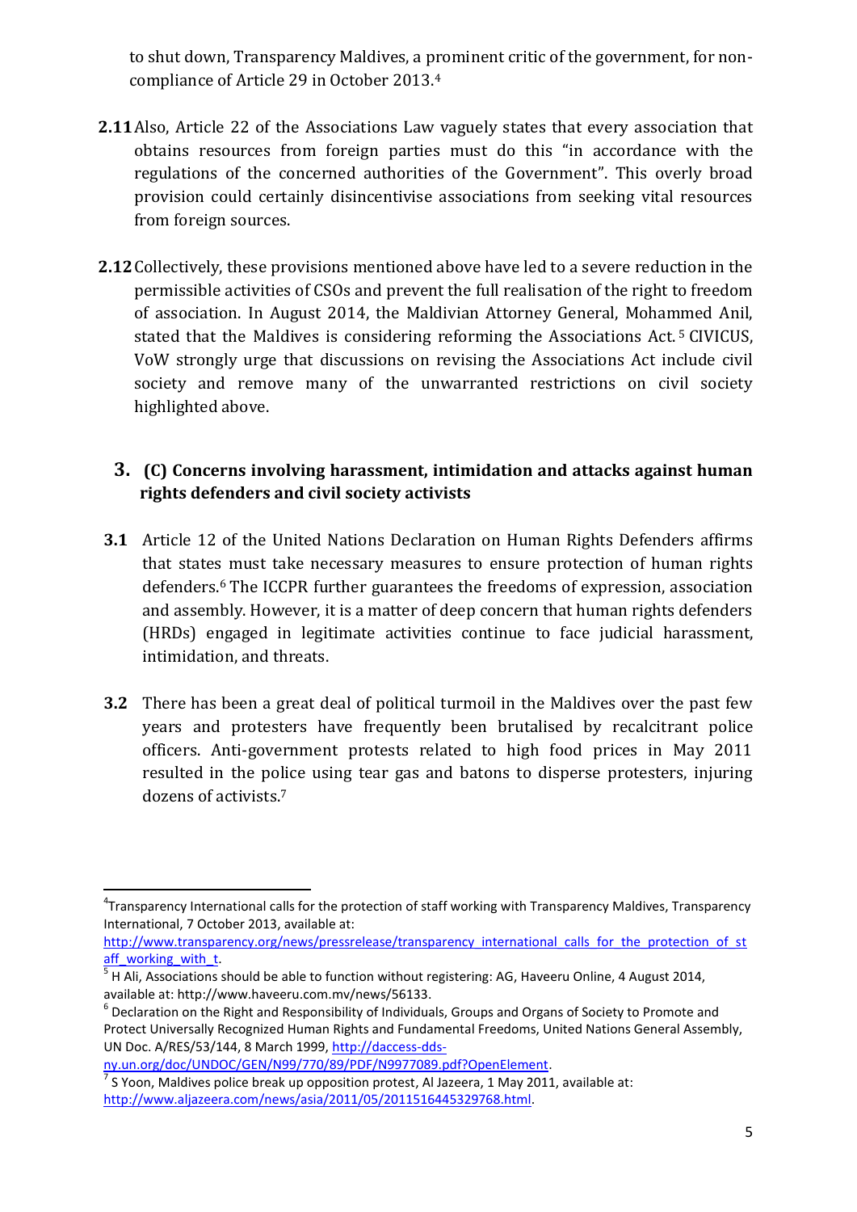to shut down, Transparency Maldives, a prominent critic of the government, for non-compliance of Article 29 in October 2013.[4]

**2.11** Also, Article 22 of the Associations Law vaguely states that every association that obtains resources from foreign parties must do this "in accordance with the regulations of the concerned authorities of the Government". This overly broad provision could certainly disincentivise associations from seeking vital resources from foreign sources.

**2.12** Collectively, these provisions mentioned above have led to a severe reduction in the permissible activities of CSOs and prevent the full realisation of the right to freedom of association. In August 2014, the Maldivian Attorney General, Mohammed Anil, stated that the Maldives is considering reforming the Associations Act.[5] CIVICUS, VoW strongly urge that discussions on revising the Associations Act include civil society and remove many of the unwarranted restrictions on civil society highlighted above.

## 3. (C) Concerns involving harassment, intimidation and attacks against human rights defenders and civil society activists

**3.1** Article 12 of the United Nations Declaration on Human Rights Defenders affirms that states must take necessary measures to ensure protection of human rights defenders.[6] The ICCPR further guarantees the freedoms of expression, association and assembly. However, it is a matter of deep concern that human rights defenders (HRDs) engaged in legitimate activities continue to face judicial harassment, intimidation, and threats.

**3.2** There has been a great deal of political turmoil in the Maldives over the past few years and protesters have frequently been brutalised by recalcitrant police officers. Anti-government protests related to high food prices in May 2011 resulted in the police using tear gas and batons to disperse protesters, injuring dozens of activists.[7]

---

[4] Transparency International calls for the protection of staff working with Transparency Maldives, Transparency International, 7 October 2013, available at: http://www.transparency.org/news/pressrelease/transparency_international_calls_for_the_protection_of_staff_working_with_t.

[5] H Ali, Associations should be able to function without registering: AG, Haveeru Online, 4 August 2014, available at: http://www.haveeru.com.mv/news/56133.

[6] Declaration on the Right and Responsibility of Individuals, Groups and Organs of Society to Promote and Protect Universally Recognized Human Rights and Fundamental Freedoms, United Nations General Assembly, UN Doc. A/RES/53/144, 8 March 1999, http://daccess-dds-ny.un.org/doc/UNDOC/GEN/N99/770/89/PDF/N9977089.pdf?OpenElement.

[7] S Yoon, Maldives police break up opposition protest, Al Jazeera, 1 May 2011, available at: http://www.aljazeera.com/news/asia/2011/05/2011516445329768.html.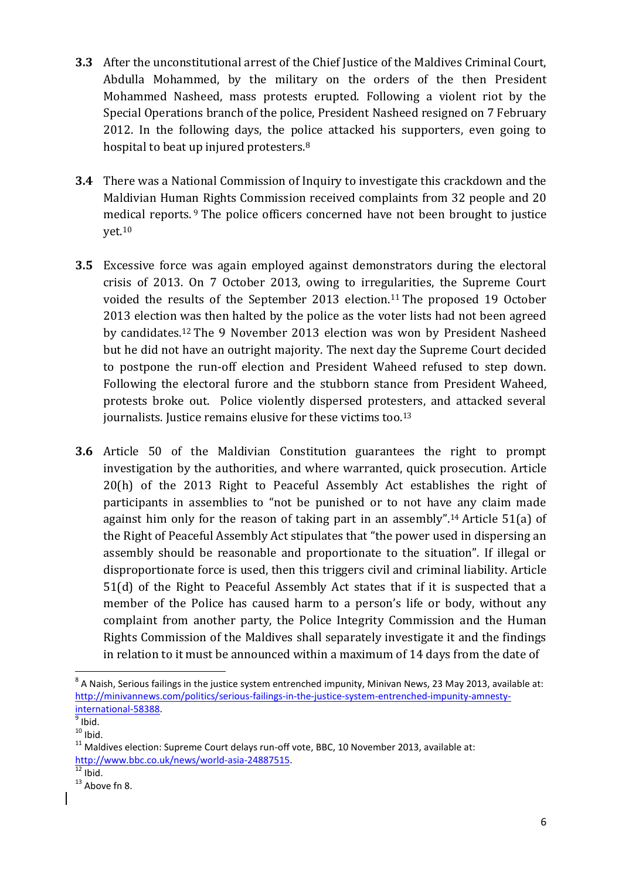**3.3** After the unconstitutional arrest of the Chief Justice of the Maldives Criminal Court, Abdulla Mohammed, by the military on the orders of the then President Mohammed Nasheed, mass protests erupted. Following a violent riot by the Special Operations branch of the police, President Nasheed resigned on 7 February 2012. In the following days, the police attacked his supporters, even going to hospital to beat up injured protesters.[8]

**3.4** There was a National Commission of Inquiry to investigate this crackdown and the Maldivian Human Rights Commission received complaints from 32 people and 20 medical reports.[9] The police officers concerned have not been brought to justice yet.[10]

**3.5** Excessive force was again employed against demonstrators during the electoral crisis of 2013. On 7 October 2013, owing to irregularities, the Supreme Court voided the results of the September 2013 election.[11] The proposed 19 October 2013 election was then halted by the police as the voter lists had not been agreed by candidates.[12] The 9 November 2013 election was won by President Nasheed but he did not have an outright majority. The next day the Supreme Court decided to postpone the run-off election and President Waheed refused to step down. Following the electoral furore and the stubborn stance from President Waheed, protests broke out. Police violently dispersed protesters, and attacked several journalists. Justice remains elusive for these victims too.[13]

**3.6** Article 50 of the Maldivian Constitution guarantees the right to prompt investigation by the authorities, and where warranted, quick prosecution. Article 20(h) of the 2013 Right to Peaceful Assembly Act establishes the right of participants in assemblies to "not be punished or to not have any claim made against him only for the reason of taking part in an assembly".[14] Article 51(a) of the Right of Peaceful Assembly Act stipulates that "the power used in dispersing an assembly should be reasonable and proportionate to the situation". If illegal or disproportionate force is used, then this triggers civil and criminal liability. Article 51(d) of the Right to Peaceful Assembly Act states that if it is suspected that a member of the Police has caused harm to a person's life or body, without any complaint from another party, the Police Integrity Commission and the Human Rights Commission of the Maldives shall separately investigate it and the findings in relation to it must be announced within a maximum of 14 days from the date of

---

[8] A Naish, Serious failings in the justice system entrenched impunity, Minivan News, 23 May 2013, available at: http://minivannews.com/politics/serious-failings-in-the-justice-system-entrenched-impunity-amnesty-international-58388.

[9] Ibid.

[10] Ibid.

[11] Maldives election: Supreme Court delays run-off vote, BBC, 10 November 2013, available at: http://www.bbc.co.uk/news/world-asia-24887515.

[12] Ibid.

[13] Above fn 8.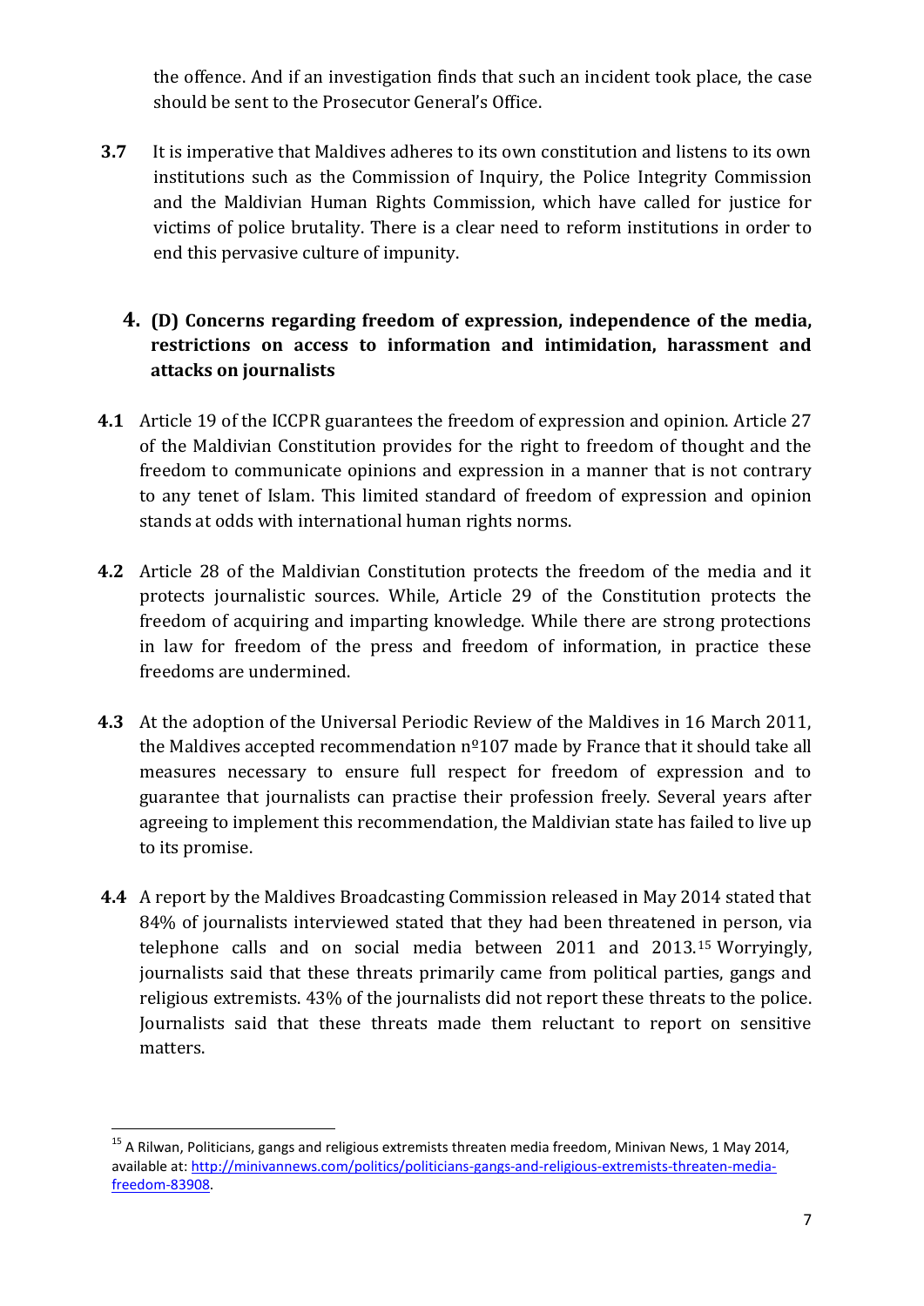the offence. And if an investigation finds that such an incident took place, the case should be sent to the Prosecutor General's Office.

**3.7** It is imperative that Maldives adheres to its own constitution and listens to its own institutions such as the Commission of Inquiry, the Police Integrity Commission and the Maldivian Human Rights Commission, which have called for justice for victims of police brutality. There is a clear need to reform institutions in order to end this pervasive culture of impunity.

## 4. (D) Concerns regarding freedom of expression, independence of the media, restrictions on access to information and intimidation, harassment and attacks on journalists

**4.1** Article 19 of the ICCPR guarantees the freedom of expression and opinion. Article 27 of the Maldivian Constitution provides for the right to freedom of thought and the freedom to communicate opinions and expression in a manner that is not contrary to any tenet of Islam. This limited standard of freedom of expression and opinion stands at odds with international human rights norms.

**4.2** Article 28 of the Maldivian Constitution protects the freedom of the media and it protects journalistic sources. While, Article 29 of the Constitution protects the freedom of acquiring and imparting knowledge. While there are strong protections in law for freedom of the press and freedom of information, in practice these freedoms are undermined.

**4.3** At the adoption of the Universal Periodic Review of the Maldives in 16 March 2011, the Maldives accepted recommendation nº107 made by France that it should take all measures necessary to ensure full respect for freedom of expression and to guarantee that journalists can practise their profession freely. Several years after agreeing to implement this recommendation, the Maldivian state has failed to live up to its promise.

**4.4** A report by the Maldives Broadcasting Commission released in May 2014 stated that 84% of journalists interviewed stated that they had been threatened in person, via telephone calls and on social media between 2011 and 2013.[15] Worryingly, journalists said that these threats primarily came from political parties, gangs and religious extremists. 43% of the journalists did not report these threats to the police. Journalists said that these threats made them reluctant to report on sensitive matters.

---

[15] A Rilwan, Politicians, gangs and religious extremists threaten media freedom, Minivan News, 1 May 2014, available at: http://minivannews.com/politics/politicians-gangs-and-religious-extremists-threaten-media-freedom-83908.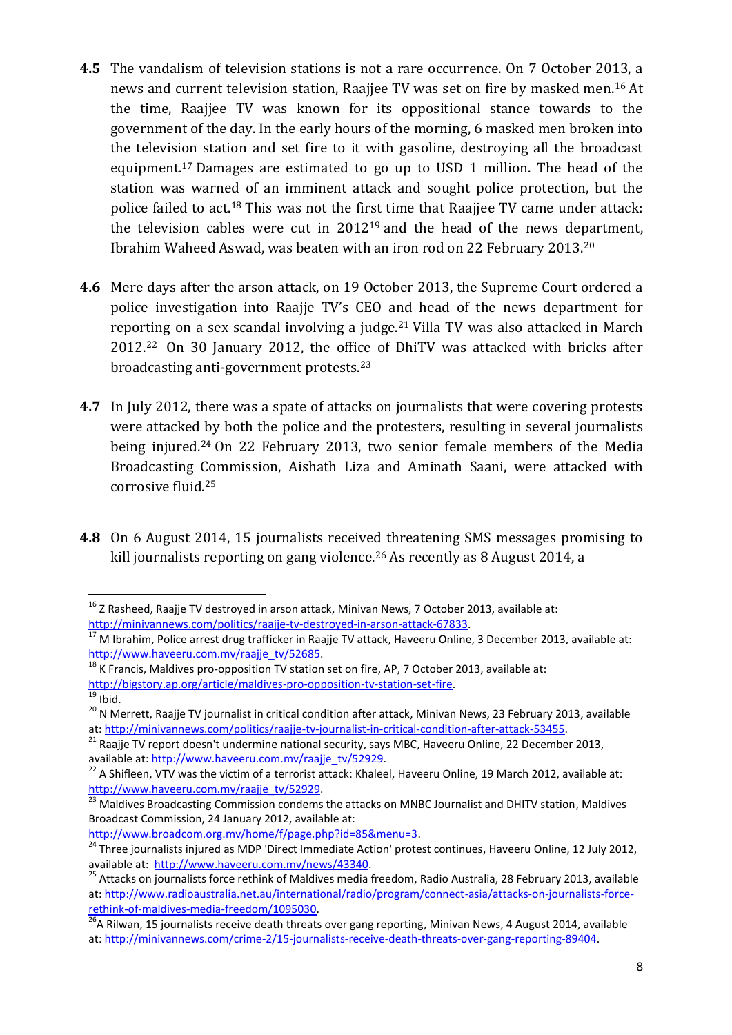**4.5** The vandalism of television stations is not a rare occurrence. On 7 October 2013, a news and current television station, Raajjee TV was set on fire by masked men.[16] At the time, Raajjee TV was known for its oppositional stance towards to the government of the day. In the early hours of the morning, 6 masked men broken into the television station and set fire to it with gasoline, destroying all the broadcast equipment.[17] Damages are estimated to go up to USD 1 million. The head of the station was warned of an imminent attack and sought police protection, but the police failed to act.[18] This was not the first time that Raajjee TV came under attack: the television cables were cut in 2012[19] and the head of the news department, Ibrahim Waheed Aswad, was beaten with an iron rod on 22 February 2013.[20]

**4.6** Mere days after the arson attack, on 19 October 2013, the Supreme Court ordered a police investigation into Raajje TV's CEO and head of the news department for reporting on a sex scandal involving a judge.[21] Villa TV was also attacked in March 2012.[22] On 30 January 2012, the office of DhiTV was attacked with bricks after broadcasting anti-government protests.[23]

**4.7** In July 2012, there was a spate of attacks on journalists that were covering protests were attacked by both the police and the protesters, resulting in several journalists being injured.[24] On 22 February 2013, two senior female members of the Media Broadcasting Commission, Aishath Liza and Aminath Saani, were attacked with corrosive fluid.[25]

**4.8** On 6 August 2014, 15 journalists received threatening SMS messages promising to kill journalists reporting on gang violence.[26] As recently as 8 August 2014, a

---

[16] Z Rasheed, Raajje TV destroyed in arson attack, Minivan News, 7 October 2013, available at: http://minivannews.com/politics/raajje-tv-destroyed-in-arson-attack-67833.

[17] M Ibrahim, Police arrest drug trafficker in Raajje TV attack, Haveeru Online, 3 December 2013, available at: http://www.haveeru.com.mv/raajje_tv/52685.

[18] K Francis, Maldives pro-opposition TV station set on fire, AP, 7 October 2013, available at: http://bigstory.ap.org/article/maldives-pro-opposition-tv-station-set-fire.

[19] Ibid.

[20] N Merrett, Raajje TV journalist in critical condition after attack, Minivan News, 23 February 2013, available at: http://minivannews.com/politics/raajje-tv-journalist-in-critical-condition-after-attack-53455.

[21] Raajje TV report doesn't undermine national security, says MBC, Haveeru Online, 22 December 2013, available at: http://www.haveeru.com.mv/raajje_tv/52929.

[22] A Shifleen, VTV was the victim of a terrorist attack: Khaleel, Haveeru Online, 19 March 2012, available at: http://www.haveeru.com.mv/raajje_tv/52929.

[23] Maldives Broadcasting Commission condemns the attacks on MNBC Journalist and DHITV station, Maldives Broadcast Commission, 24 January 2012, available at: http://www.broadcom.org.mv/home/f/page.php?id=85&menu=3.

[24] Three journalists injured as MDP 'Direct Immediate Action' protest continues, Haveeru Online, 12 July 2012, available at: http://www.haveeru.com.mv/news/43340.

[25] Attacks on journalists force rethink of Maldives media freedom, Radio Australia, 28 February 2013, available at: http://www.radioaustralia.net.au/international/radio/program/connect-asia/attacks-on-journalists-force-rethink-of-maldives-media-freedom/1095030.

[26] A Rilwan, 15 journalists receive death threats over gang reporting, Minivan News, 4 August 2014, available at: http://minivannews.com/crime-2/15-journalists-receive-death-threats-over-gang-reporting-89404.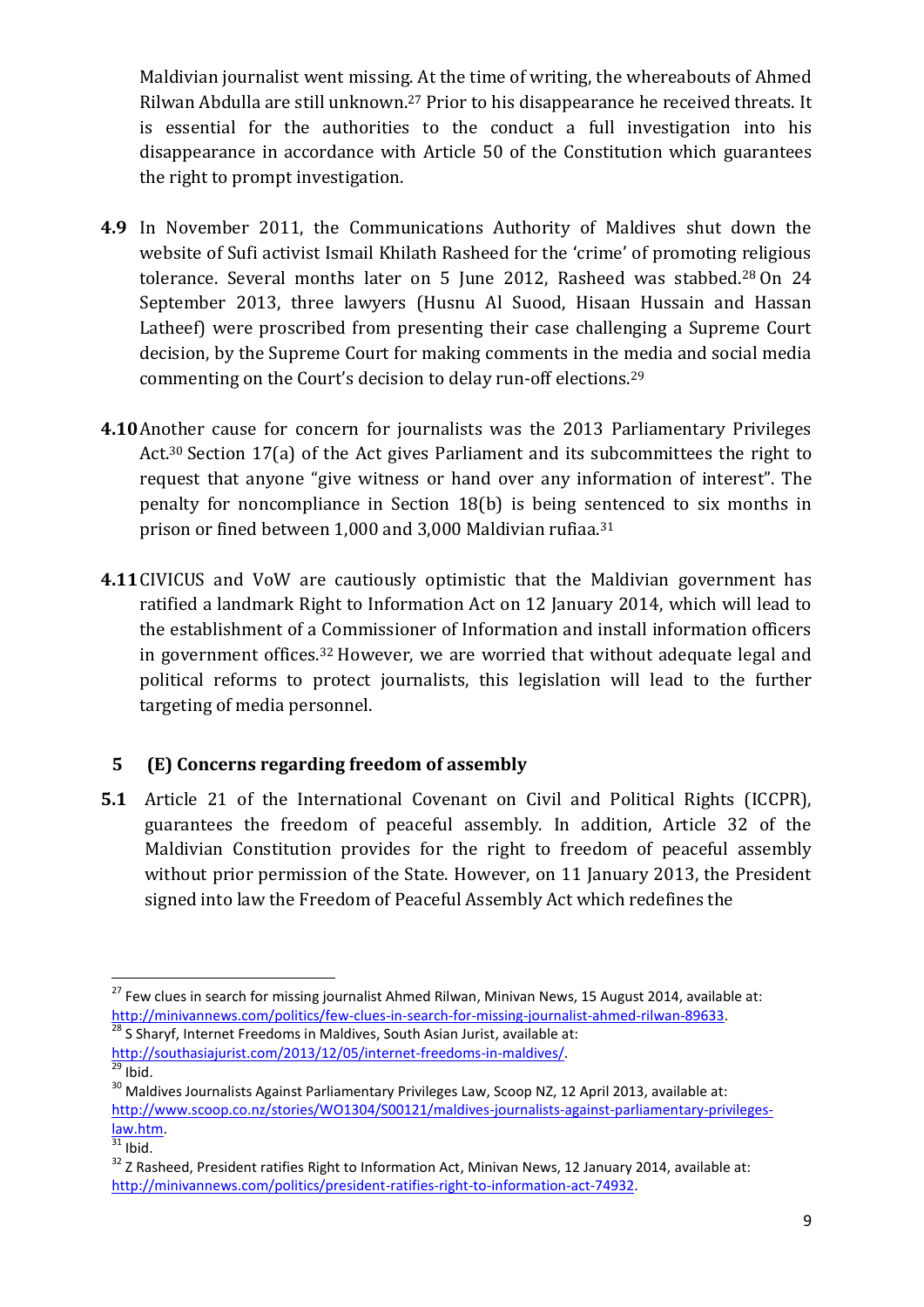Maldivian journalist went missing. At the time of writing, the whereabouts of Ahmed Rilwan Abdulla are still unknown.[27] Prior to his disappearance he received threats. It is essential for the authorities to the conduct a full investigation into his disappearance in accordance with Article 50 of the Constitution which guarantees the right to prompt investigation.

**4.9** In November 2011, the Communications Authority of Maldives shut down the website of Sufi activist Ismail Khilath Rasheed for the 'crime' of promoting religious tolerance. Several months later on 5 June 2012, Rasheed was stabbed.[28] On 24 September 2013, three lawyers (Husnu Al Suood, Hisaan Hussain and Hassan Latheef) were proscribed from presenting their case challenging a Supreme Court decision, by the Supreme Court for making comments in the media and social media commenting on the Court's decision to delay run-off elections.[29]

**4.10** Another cause for concern for journalists was the 2013 Parliamentary Privileges Act.[30] Section 17(a) of the Act gives Parliament and its subcommittees the right to request that anyone "give witness or hand over any information of interest". The penalty for noncompliance in Section 18(b) is being sentenced to six months in prison or fined between 1,000 and 3,000 Maldivian rufiaa.[31]

**4.11** CIVICUS and VoW are cautiously optimistic that the Maldivian government has ratified a landmark Right to Information Act on 12 January 2014, which will lead to the establishment of a Commissioner of Information and install information officers in government offices.[32] However, we are worried that without adequate legal and political reforms to protect journalists, this legislation will lead to the further targeting of media personnel.

## 5 (E) Concerns regarding freedom of assembly

**5.1** Article 21 of the International Covenant on Civil and Political Rights (ICCPR), guarantees the freedom of peaceful assembly. In addition, Article 32 of the Maldivian Constitution provides for the right to freedom of peaceful assembly without prior permission of the State. However, on 11 January 2013, the President signed into law the Freedom of Peaceful Assembly Act which redefines the

---

[27] Few clues in search for missing journalist Ahmed Rilwan, Minivan News, 15 August 2014, available at: http://minivannews.com/politics/few-clues-in-search-for-missing-journalist-ahmed-rilwan-89633.

[28] S Sharyf, Internet Freedoms in Maldives, South Asian Jurist, available at: http://southasiajurist.com/2013/12/05/internet-freedoms-in-maldives/.

[29] Ibid.

[30] Maldives Journalists Against Parliamentary Privileges Law, Scoop NZ, 12 April 2013, available at: http://www.scoop.co.nz/stories/WO1304/S00121/maldives-journalists-against-parliamentary-privileges-law.htm.

[31] Ibid.

[32] Z Rasheed, President ratifies Right to Information Act, Minivan News, 12 January 2014, available at: http://minivannews.com/politics/president-ratifies-right-to-information-act-74932.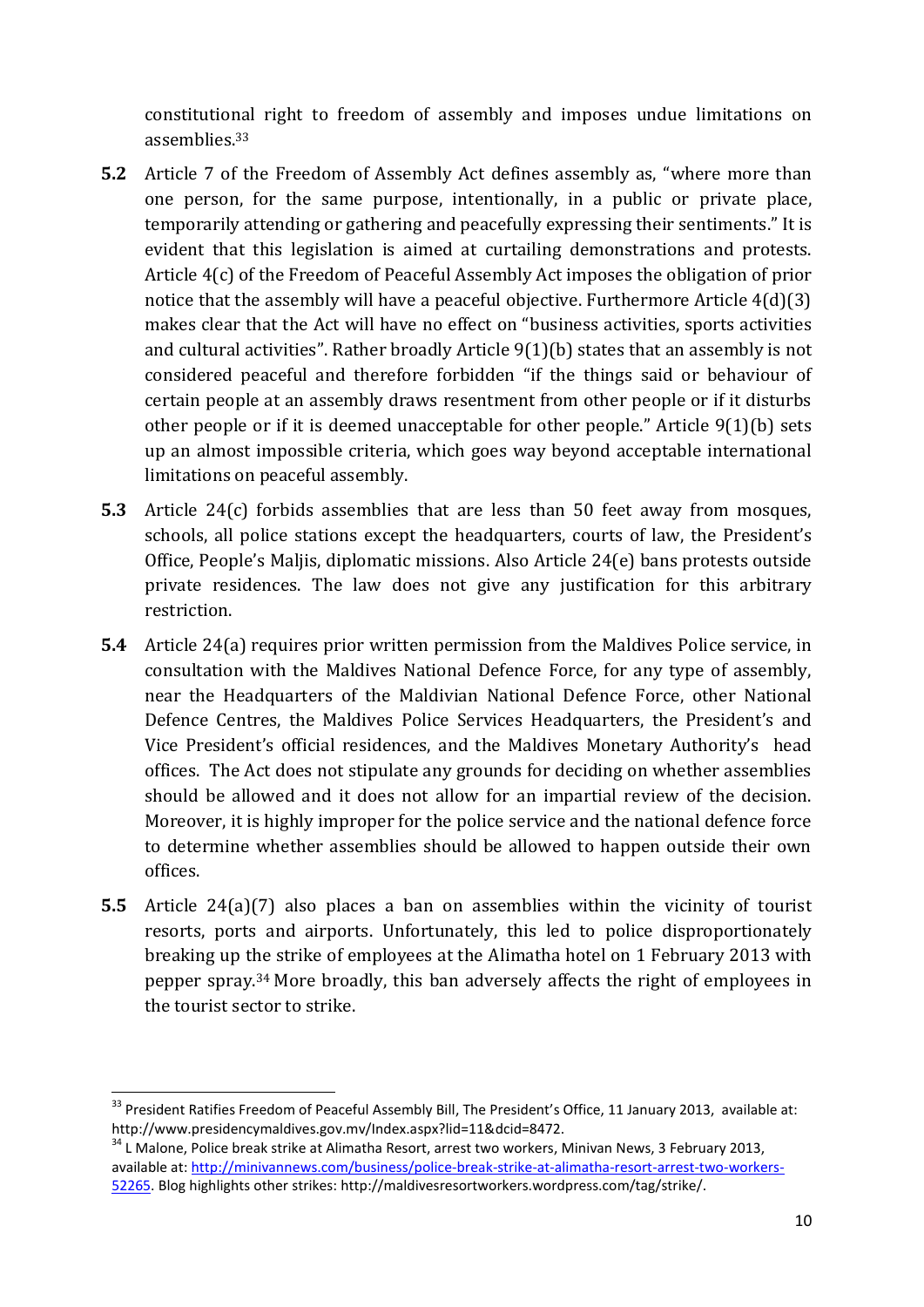constitutional right to freedom of assembly and imposes undue limitations on assemblies.[33]

**5.2** Article 7 of the Freedom of Assembly Act defines assembly as, "where more than one person, for the same purpose, intentionally, in a public or private place, temporarily attending or gathering and peacefully expressing their sentiments." It is evident that this legislation is aimed at curtailing demonstrations and protests. Article 4(c) of the Freedom of Peaceful Assembly Act imposes the obligation of prior notice that the assembly will have a peaceful objective. Furthermore Article 4(d)(3) makes clear that the Act will have no effect on "business activities, sports activities and cultural activities". Rather broadly Article 9(1)(b) states that an assembly is not considered peaceful and therefore forbidden "if the things said or behaviour of certain people at an assembly draws resentment from other people or if it disturbs other people or if it is deemed unacceptable for other people." Article 9(1)(b) sets up an almost impossible criteria, which goes way beyond acceptable international limitations on peaceful assembly.

**5.3** Article 24(c) forbids assemblies that are less than 50 feet away from mosques, schools, all police stations except the headquarters, courts of law, the President's Office, People's Maljis, diplomatic missions. Also Article 24(e) bans protests outside private residences. The law does not give any justification for this arbitrary restriction.

**5.4** Article 24(a) requires prior written permission from the Maldives Police service, in consultation with the Maldives National Defence Force, for any type of assembly, near the Headquarters of the Maldivian National Defence Force, other National Defence Centres, the Maldives Police Services Headquarters, the President's and Vice President's official residences, and the Maldives Monetary Authority's head offices. The Act does not stipulate any grounds for deciding on whether assemblies should be allowed and it does not allow for an impartial review of the decision. Moreover, it is highly improper for the police service and the national defence force to determine whether assemblies should be allowed to happen outside their own offices.

**5.5** Article 24(a)(7) also places a ban on assemblies within the vicinity of tourist resorts, ports and airports. Unfortunately, this led to police disproportionately breaking up the strike of employees at the Alimatha hotel on 1 February 2013 with pepper spray.[34] More broadly, this ban adversely affects the right of employees in the tourist sector to strike.

---

[33] President Ratifies Freedom of Peaceful Assembly Bill, The President's Office, 11 January 2013, available at: http://www.presidencymaldives.gov.mv/Index.aspx?lid=11&dcid=8472.

[34] L Malone, Police break strike at Alimatha Resort, arrest two workers, Minivan News, 3 February 2013, available at: [http://minivannews.com/business/police-break-strike-at-alimatha-resort-arrest-two-workers-52265](http://minivannews.com/business/police-break-strike-at-alimatha-resort-arrest-two-workers-52265). Blog highlights other strikes: http://maldivesresortworkers.wordpress.com/tag/strike/.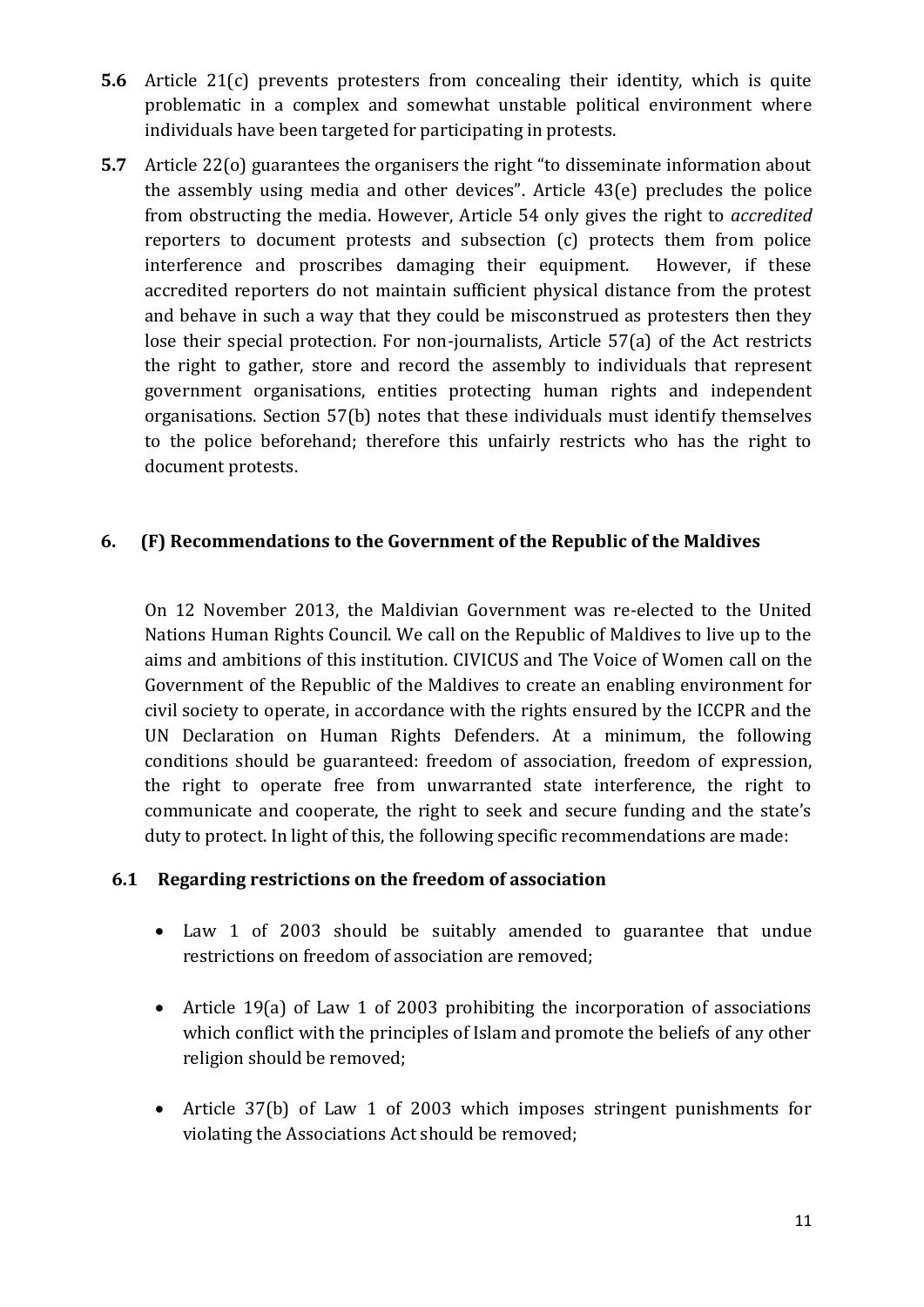**5.6** Article 21(c) prevents protesters from concealing their identity, which is quite problematic in a complex and somewhat unstable political environment where individuals have been targeted for participating in protests.

**5.7** Article 22(o) guarantees the organisers the right "to disseminate information about the assembly using media and other devices". Article 43(e) precludes the police from obstructing the media. However, Article 54 only gives the right to *accredited* reporters to document protests and subsection (c) protects them from police interference and proscribes damaging their equipment. However, if these accredited reporters do not maintain sufficient physical distance from the protest and behave in such a way that they could be misconstrued as protesters then they lose their special protection. For non-journalists, Article 57(a) of the Act restricts the right to gather, store and record the assembly to individuals that represent government organisations, entities protecting human rights and independent organisations. Section 57(b) notes that these individuals must identify themselves to the police beforehand; therefore this unfairly restricts who has the right to document protests.

## 6. (F) Recommendations to the Government of the Republic of the Maldives

On 12 November 2013, the Maldivian Government was re-elected to the United Nations Human Rights Council. We call on the Republic of Maldives to live up to the aims and ambitions of this institution. CIVICUS and The Voice of Women call on the Government of the Republic of the Maldives to create an enabling environment for civil society to operate, in accordance with the rights ensured by the ICCPR and the UN Declaration on Human Rights Defenders. At a minimum, the following conditions should be guaranteed: freedom of association, freedom of expression, the right to operate free from unwarranted state interference, the right to communicate and cooperate, the right to seek and secure funding and the state's duty to protect. In light of this, the following specific recommendations are made:

### 6.1 Regarding restrictions on the freedom of association

- Law 1 of 2003 should be suitably amended to guarantee that undue restrictions on freedom of association are removed;
- Article 19(a) of Law 1 of 2003 prohibiting the incorporation of associations which conflict with the principles of Islam and promote the beliefs of any other religion should be removed;
- Article 37(b) of Law 1 of 2003 which imposes stringent punishments for violating the Associations Act should be removed;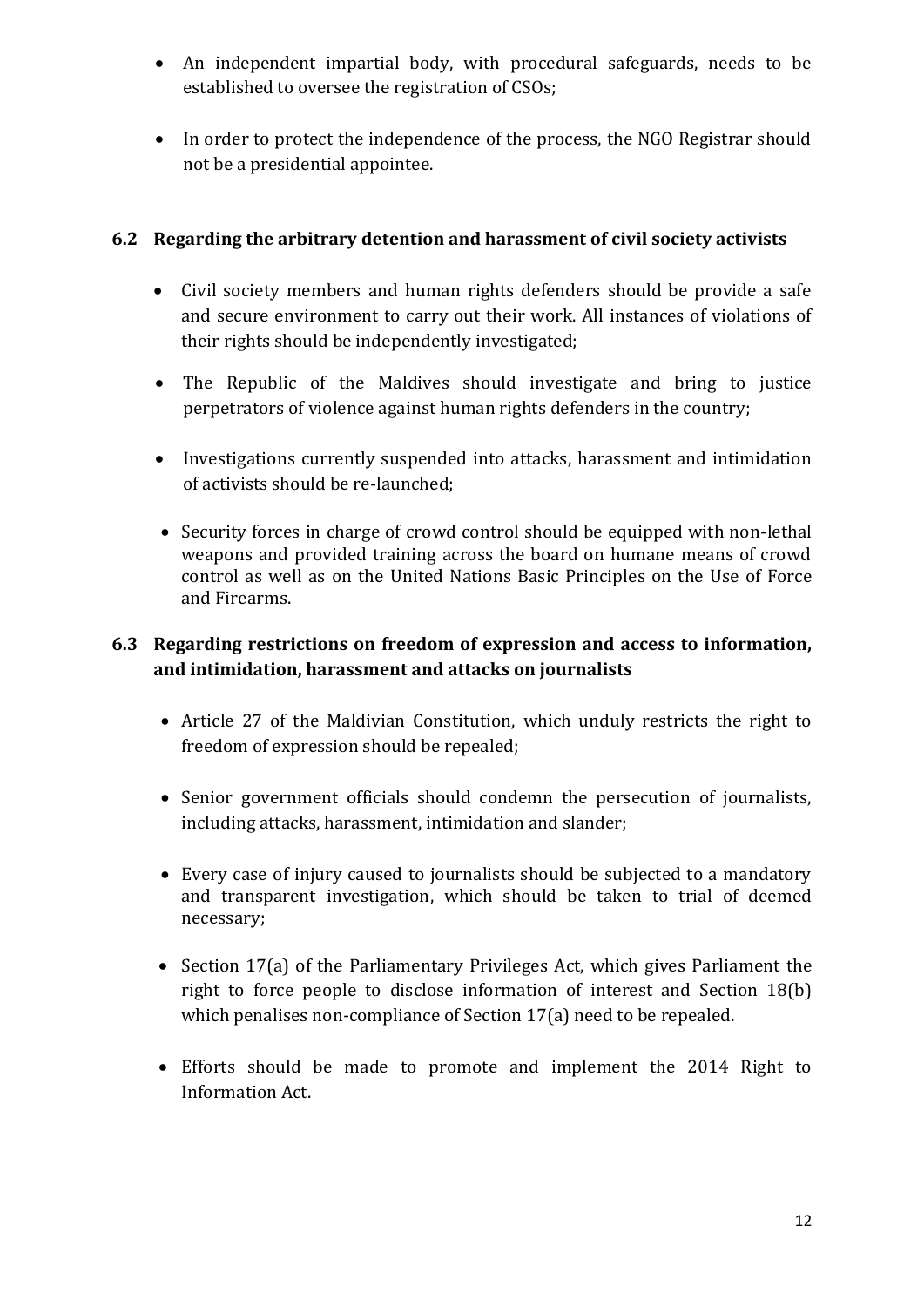- An independent impartial body, with procedural safeguards, needs to be established to oversee the registration of CSOs;

- In order to protect the independence of the process, the NGO Registrar should not be a presidential appointee.

### 6.2 Regarding the arbitrary detention and harassment of civil society activists

- Civil society members and human rights defenders should be provide a safe and secure environment to carry out their work. All instances of violations of their rights should be independently investigated;

- The Republic of the Maldives should investigate and bring to justice perpetrators of violence against human rights defenders in the country;

- Investigations currently suspended into attacks, harassment and intimidation of activists should be re-launched;

- Security forces in charge of crowd control should be equipped with non-lethal weapons and provided training across the board on humane means of crowd control as well as on the United Nations Basic Principles on the Use of Force and Firearms.

### 6.3 Regarding restrictions on freedom of expression and access to information, and intimidation, harassment and attacks on journalists

- Article 27 of the Maldivian Constitution, which unduly restricts the right to freedom of expression should be repealed;

- Senior government officials should condemn the persecution of journalists, including attacks, harassment, intimidation and slander;

- Every case of injury caused to journalists should be subjected to a mandatory and transparent investigation, which should be taken to trial of deemed necessary;

- Section 17(a) of the Parliamentary Privileges Act, which gives Parliament the right to force people to disclose information of interest and Section 18(b) which penalises non-compliance of Section 17(a) need to be repealed.

- Efforts should be made to promote and implement the 2014 Right to Information Act.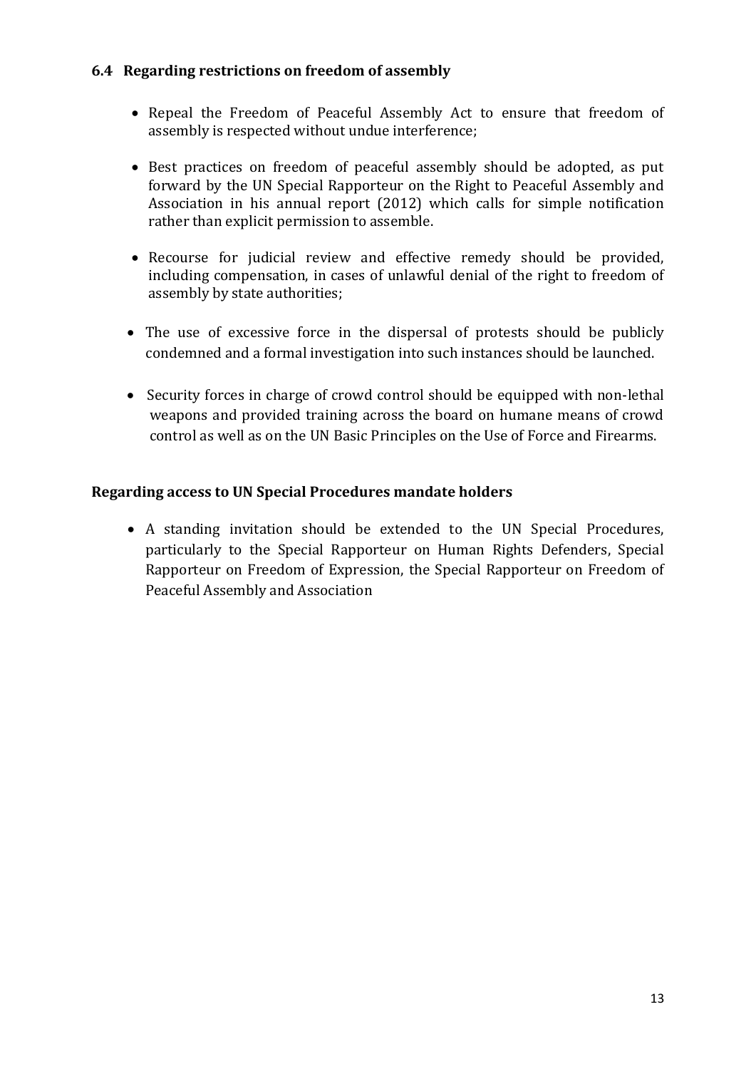### 6.4 Regarding restrictions on freedom of assembly

- Repeal the Freedom of Peaceful Assembly Act to ensure that freedom of assembly is respected without undue interference;
- Best practices on freedom of peaceful assembly should be adopted, as put forward by the UN Special Rapporteur on the Right to Peaceful Assembly and Association in his annual report (2012) which calls for simple notification rather than explicit permission to assemble.
- Recourse for judicial review and effective remedy should be provided, including compensation, in cases of unlawful denial of the right to freedom of assembly by state authorities;
- The use of excessive force in the dispersal of protests should be publicly condemned and a formal investigation into such instances should be launched.
- Security forces in charge of crowd control should be equipped with non-lethal weapons and provided training across the board on humane means of crowd control as well as on the UN Basic Principles on the Use of Force and Firearms.

### Regarding access to UN Special Procedures mandate holders

- A standing invitation should be extended to the UN Special Procedures, particularly to the Special Rapporteur on Human Rights Defenders, Special Rapporteur on Freedom of Expression, the Special Rapporteur on Freedom of Peaceful Assembly and Association